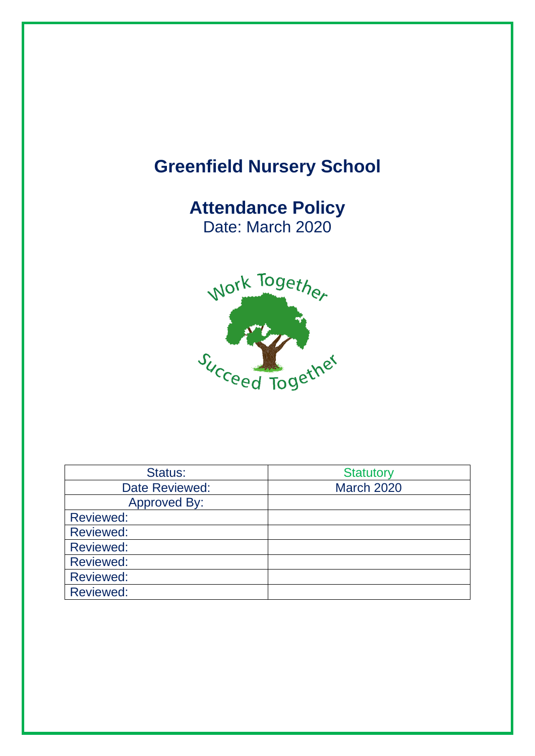# Greenfield Nursery School

## Attendance Policy

Date: March 2020

| Status: | Statutory |
|---|---|
| Date Reviewed: | March 2020 |
| Approved By: | |
| Reviewed: | |
| Reviewed: | |
| Reviewed: | |
| Reviewed: | |
| Reviewed: | |
| Reviewed: | |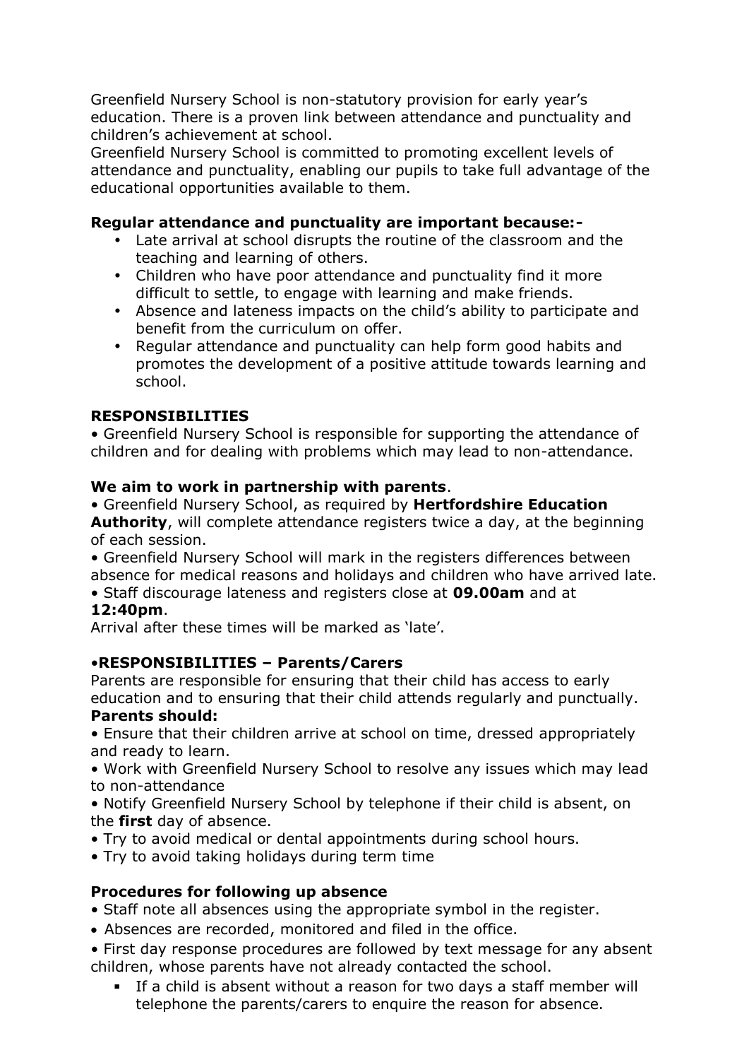Greenfield Nursery School is non-statutory provision for early year's education. There is a proven link between attendance and punctuality and children's achievement at school.

Greenfield Nursery School is committed to promoting excellent levels of attendance and punctuality, enabling our pupils to take full advantage of the educational opportunities available to them.

**Regular attendance and punctuality are important because:-**

- Late arrival at school disrupts the routine of the classroom and the teaching and learning of others.
- Children who have poor attendance and punctuality find it more difficult to settle, to engage with learning and make friends.
- Absence and lateness impacts on the child's ability to participate and benefit from the curriculum on offer.
- Regular attendance and punctuality can help form good habits and promotes the development of a positive attitude towards learning and school.

**RESPONSIBILITIES**

- Greenfield Nursery School is responsible for supporting the attendance of children and for dealing with problems which may lead to non-attendance.

**We aim to work in partnership with parents**.

- Greenfield Nursery School, as required by **Hertfordshire Education Authority**, will complete attendance registers twice a day, at the beginning of each session.
- Greenfield Nursery School will mark in the registers differences between absence for medical reasons and holidays and children who have arrived late.
- Staff discourage lateness and registers close at **09.00am** and at **12:40pm**.

Arrival after these times will be marked as 'late'.

**•RESPONSIBILITIES – Parents/Carers**

Parents are responsible for ensuring that their child has access to early education and to ensuring that their child attends regularly and punctually.

**Parents should:**

- Ensure that their children arrive at school on time, dressed appropriately and ready to learn.
- Work with Greenfield Nursery School to resolve any issues which may lead to non-attendance
- Notify Greenfield Nursery School by telephone if their child is absent, on the **first** day of absence.
- Try to avoid medical or dental appointments during school hours.
- Try to avoid taking holidays during term time

**Procedures for following up absence**

- Staff note all absences using the appropriate symbol in the register.
- Absences are recorded, monitored and filed in the office.
- First day response procedures are followed by text message for any absent children, whose parents have not already contacted the school.
  - If a child is absent without a reason for two days a staff member will telephone the parents/carers to enquire the reason for absence.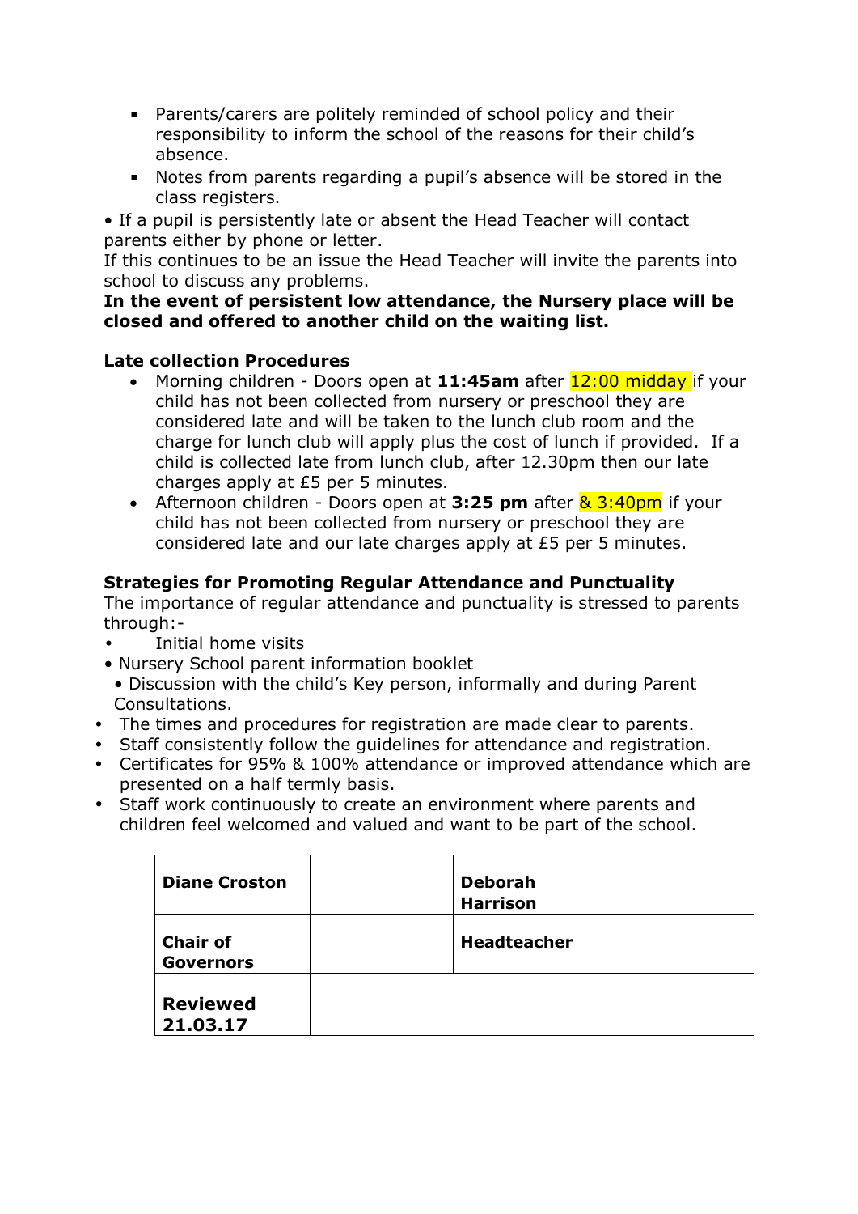- Parents/carers are politely reminded of school policy and their responsibility to inform the school of the reasons for their child's absence.
- Notes from parents regarding a pupil's absence will be stored in the class registers.

• If a pupil is persistently late or absent the Head Teacher will contact parents either by phone or letter.
If this continues to be an issue the Head Teacher will invite the parents into school to discuss any problems.
**In the event of persistent low attendance, the Nursery place will be closed and offered to another child on the waiting list.**

**Late collection Procedures**

- Morning children - Doors open at **11:45am** after 12:00 midday if your child has not been collected from nursery or preschool they are considered late and will be taken to the lunch club room and the charge for lunch club will apply plus the cost of lunch if provided. If a child is collected late from lunch club, after 12.30pm then our late charges apply at £5 per 5 minutes.
- Afternoon children - Doors open at **3:25 pm** after & 3:40pm if your child has not been collected from nursery or preschool they are considered late and our late charges apply at £5 per 5 minutes.

**Strategies for Promoting Regular Attendance and Punctuality**
The importance of regular attendance and punctuality is stressed to parents through:-

- Initial home visits
- Nursery School parent information booklet
- Discussion with the child's Key person, informally and during Parent Consultations.
- The times and procedures for registration are made clear to parents.
- Staff consistently follow the guidelines for attendance and registration.
- Certificates for 95% & 100% attendance or improved attendance which are presented on a half termly basis.
- Staff work continuously to create an environment where parents and children feel welcomed and valued and want to be part of the school.

| | | | |
|---|---|---|---|
| **Diane Croston** | | **Deborah Harrison** | |
| **Chair of Governors** | | **Headteacher** | |
| **Reviewed 21.03.17** | | | |